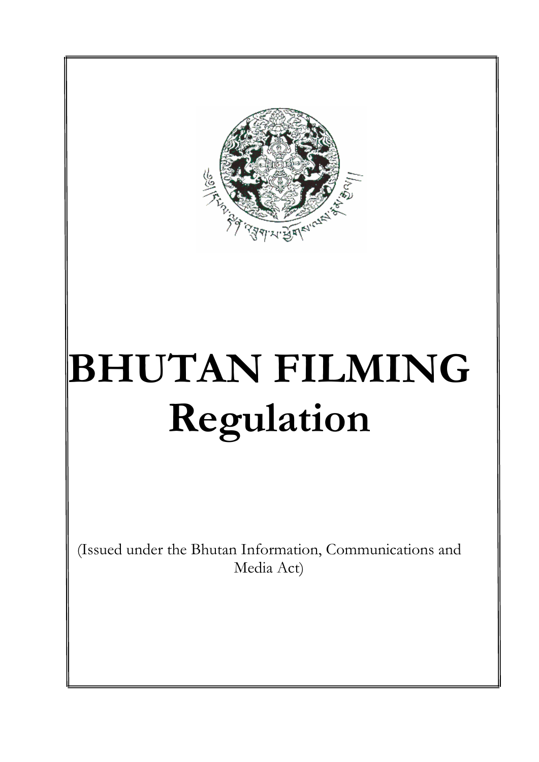# BHUTAN FILMING Regulation

(Issued under the Bhutan Information, Communications and Media Act)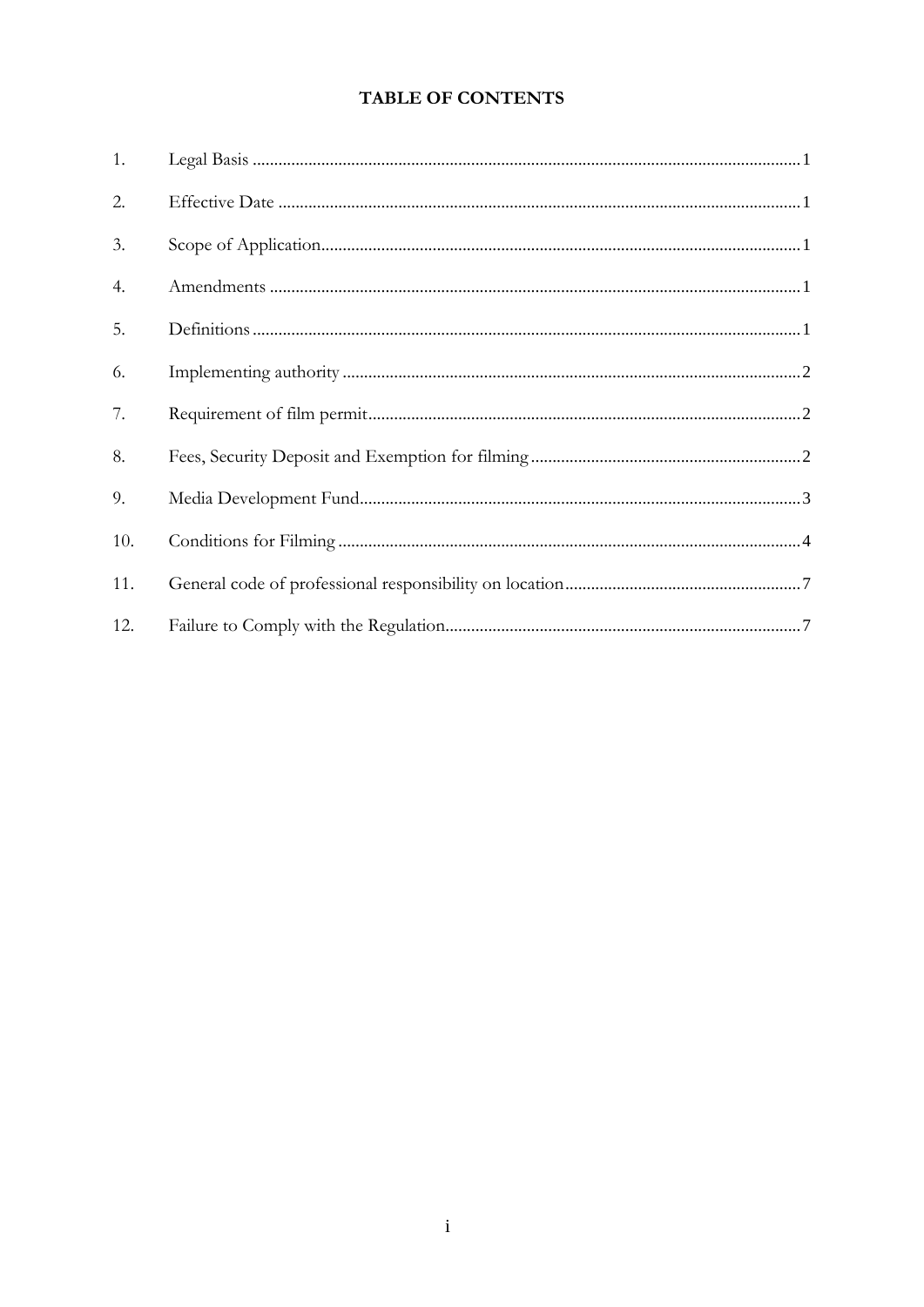# TABLE OF CONTENTS

| | | |
|---|---|---|
| 1. | Legal Basis | 1 |
| 2. | Effective Date | 1 |
| 3. | Scope of Application | 1 |
| 4. | Amendments | 1 |
| 5. | Definitions | 1 |
| 6. | Implementing authority | 2 |
| 7. | Requirement of film permit | 2 |
| 8. | Fees, Security Deposit and Exemption for filming | 2 |
| 9. | Media Development Fund | 3 |
| 10. | Conditions for Filming | 4 |
| 11. | General code of professional responsibility on location | 7 |
| 12. | Failure to Comply with the Regulation | 7 |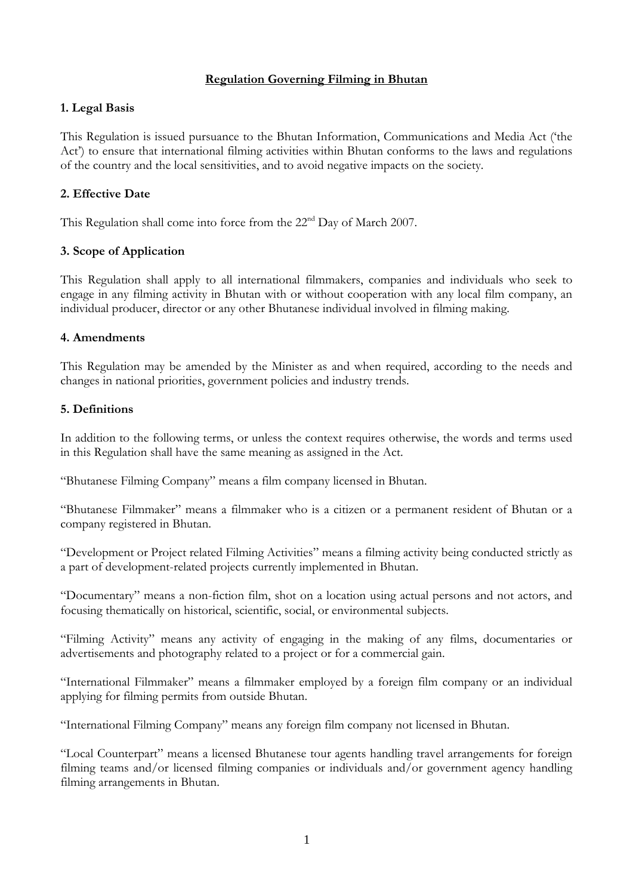# Regulation Governing Filming in Bhutan

## 1. Legal Basis

This Regulation is issued pursuance to the Bhutan Information, Communications and Media Act ('the Act') to ensure that international filming activities within Bhutan conforms to the laws and regulations of the country and the local sensitivities, and to avoid negative impacts on the society.

## 2. Effective Date

This Regulation shall come into force from the 22nd Day of March 2007.

## 3. Scope of Application

This Regulation shall apply to all international filmmakers, companies and individuals who seek to engage in any filming activity in Bhutan with or without cooperation with any local film company, an individual producer, director or any other Bhutanese individual involved in filming making.

## 4. Amendments

This Regulation may be amended by the Minister as and when required, according to the needs and changes in national priorities, government policies and industry trends.

## 5. Definitions

In addition to the following terms, or unless the context requires otherwise, the words and terms used in this Regulation shall have the same meaning as assigned in the Act.

"Bhutanese Filming Company" means a film company licensed in Bhutan.

"Bhutanese Filmmaker" means a filmmaker who is a citizen or a permanent resident of Bhutan or a company registered in Bhutan.

"Development or Project related Filming Activities" means a filming activity being conducted strictly as a part of development-related projects currently implemented in Bhutan.

"Documentary" means a non-fiction film, shot on a location using actual persons and not actors, and focusing thematically on historical, scientific, social, or environmental subjects.

"Filming Activity" means any activity of engaging in the making of any films, documentaries or advertisements and photography related to a project or for a commercial gain.

"International Filmmaker" means a filmmaker employed by a foreign film company or an individual applying for filming permits from outside Bhutan.

"International Filming Company" means any foreign film company not licensed in Bhutan.

"Local Counterpart" means a licensed Bhutanese tour agents handling travel arrangements for foreign filming teams and/or licensed filming companies or individuals and/or government agency handling filming arrangements in Bhutan.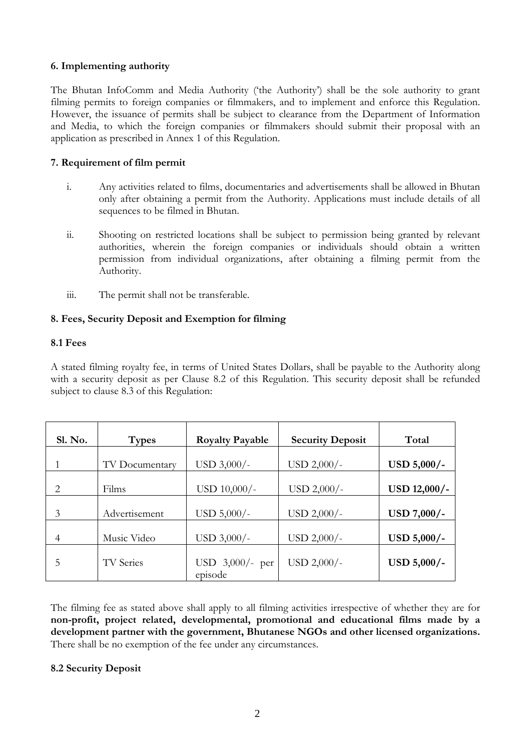**6. Implementing authority**

The Bhutan InfoComm and Media Authority ('the Authority') shall be the sole authority to grant filming permits to foreign companies or filmmakers, and to implement and enforce this Regulation. However, the issuance of permits shall be subject to clearance from the Department of Information and Media, to which the foreign companies or filmmakers should submit their proposal with an application as prescribed in Annex 1 of this Regulation.

**7. Requirement of film permit**

i. Any activities related to films, documentaries and advertisements shall be allowed in Bhutan only after obtaining a permit from the Authority. Applications must include details of all sequences to be filmed in Bhutan.

ii. Shooting on restricted locations shall be subject to permission being granted by relevant authorities, wherein the foreign companies or individuals should obtain a written permission from individual organizations, after obtaining a filming permit from the Authority.

iii. The permit shall not be transferable.

**8. Fees, Security Deposit and Exemption for filming**

**8.1 Fees**

A stated filming royalty fee, in terms of United States Dollars, shall be payable to the Authority along with a security deposit as per Clause 8.2 of this Regulation. This security deposit shall be refunded subject to clause 8.3 of this Regulation:

| Sl. No. | Types | Royalty Payable | Security Deposit | Total |
|---|---|---|---|---|
| 1 | TV Documentary | USD 3,000/- | USD 2,000/- | **USD 5,000/-** |
| 2 | Films | USD 10,000/- | USD 2,000/- | **USD 12,000/-** |
| 3 | Advertisement | USD 5,000/- | USD 2,000/- | **USD 7,000/-** |
| 4 | Music Video | USD 3,000/- | USD 2,000/- | **USD 5,000/-** |
| 5 | TV Series | USD 3,000/- per episode | USD 2,000/- | **USD 5,000/-** |

The filming fee as stated above shall apply to all filming activities irrespective of whether they are for **non-profit, project related, developmental, promotional and educational films made by a development partner with the government, Bhutanese NGOs and other licensed organizations.** There shall be no exemption of the fee under any circumstances.

**8.2 Security Deposit**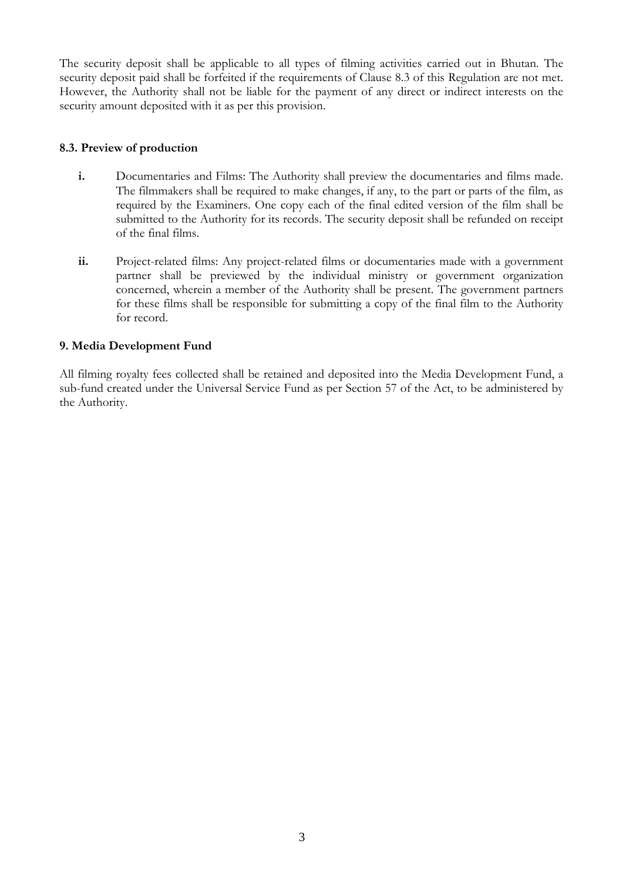The security deposit shall be applicable to all types of filming activities carried out in Bhutan. The security deposit paid shall be forfeited if the requirements of Clause 8.3 of this Regulation are not met. However, the Authority shall not be liable for the payment of any direct or indirect interests on the security amount deposited with it as per this provision.

### 8.3. Preview of production

- **i.** Documentaries and Films: The Authority shall preview the documentaries and films made. The filmmakers shall be required to make changes, if any, to the part or parts of the film, as required by the Examiners. One copy each of the final edited version of the film shall be submitted to the Authority for its records. The security deposit shall be refunded on receipt of the final films.

- **ii.** Project-related films: Any project-related films or documentaries made with a government partner shall be previewed by the individual ministry or government organization concerned, wherein a member of the Authority shall be present. The government partners for these films shall be responsible for submitting a copy of the final film to the Authority for record.

### 9. Media Development Fund

All filming royalty fees collected shall be retained and deposited into the Media Development Fund, a sub-fund created under the Universal Service Fund as per Section 57 of the Act, to be administered by the Authority.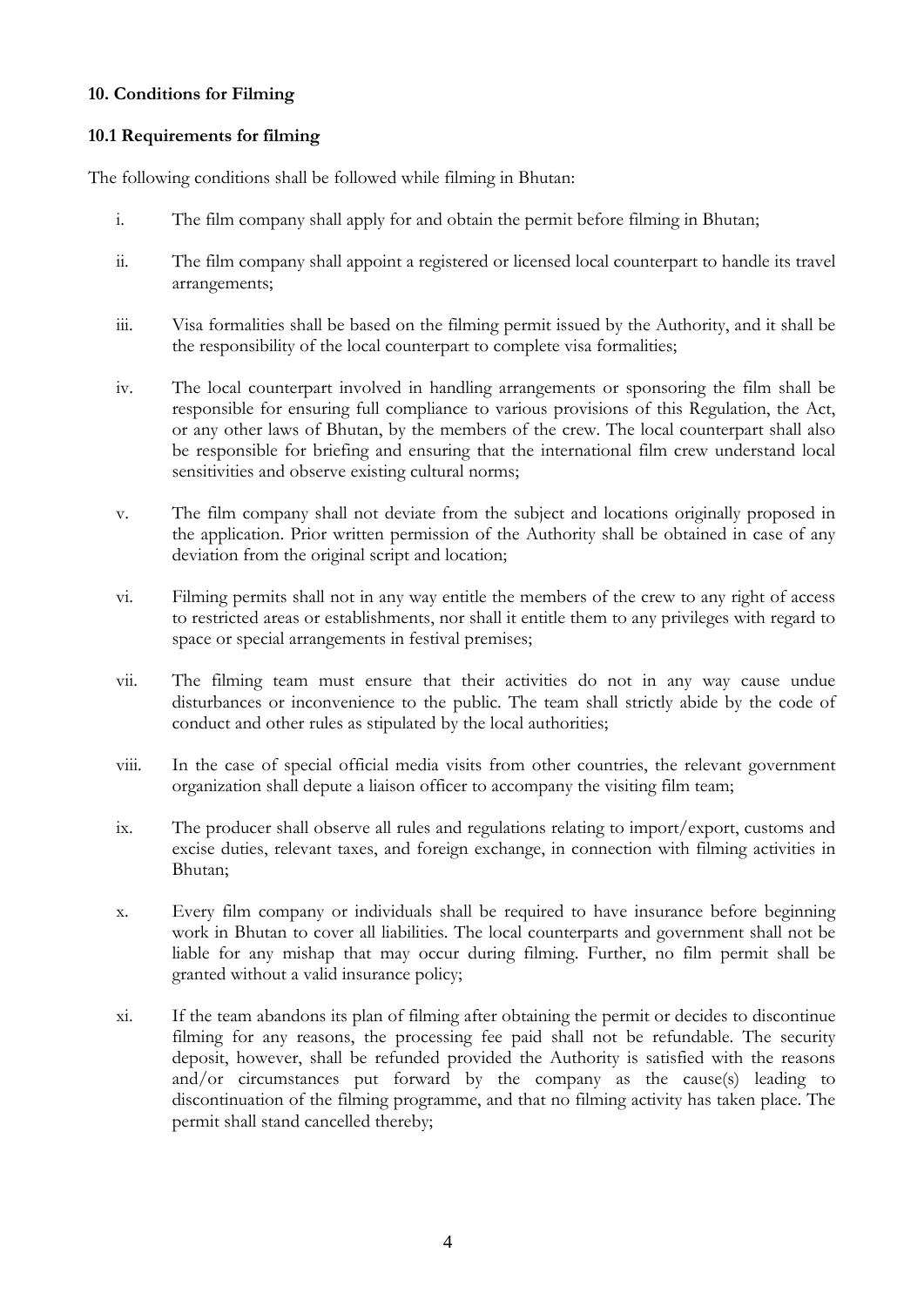### 10. Conditions for Filming

#### 10.1 Requirements for filming

The following conditions shall be followed while filming in Bhutan:

i. The film company shall apply for and obtain the permit before filming in Bhutan;

ii. The film company shall appoint a registered or licensed local counterpart to handle its travel arrangements;

iii. Visa formalities shall be based on the filming permit issued by the Authority, and it shall be the responsibility of the local counterpart to complete visa formalities;

iv. The local counterpart involved in handling arrangements or sponsoring the film shall be responsible for ensuring full compliance to various provisions of this Regulation, the Act, or any other laws of Bhutan, by the members of the crew. The local counterpart shall also be responsible for briefing and ensuring that the international film crew understand local sensitivities and observe existing cultural norms;

v. The film company shall not deviate from the subject and locations originally proposed in the application. Prior written permission of the Authority shall be obtained in case of any deviation from the original script and location;

vi. Filming permits shall not in any way entitle the members of the crew to any right of access to restricted areas or establishments, nor shall it entitle them to any privileges with regard to space or special arrangements in festival premises;

vii. The filming team must ensure that their activities do not in any way cause undue disturbances or inconvenience to the public. The team shall strictly abide by the code of conduct and other rules as stipulated by the local authorities;

viii. In the case of special official media visits from other countries, the relevant government organization shall depute a liaison officer to accompany the visiting film team;

ix. The producer shall observe all rules and regulations relating to import/export, customs and excise duties, relevant taxes, and foreign exchange, in connection with filming activities in Bhutan;

x. Every film company or individuals shall be required to have insurance before beginning work in Bhutan to cover all liabilities. The local counterparts and government shall not be liable for any mishap that may occur during filming. Further, no film permit shall be granted without a valid insurance policy;

xi. If the team abandons its plan of filming after obtaining the permit or decides to discontinue filming for any reasons, the processing fee paid shall not be refundable. The security deposit, however, shall be refunded provided the Authority is satisfied with the reasons and/or circumstances put forward by the company as the cause(s) leading to discontinuation of the filming programme, and that no filming activity has taken place. The permit shall stand cancelled thereby;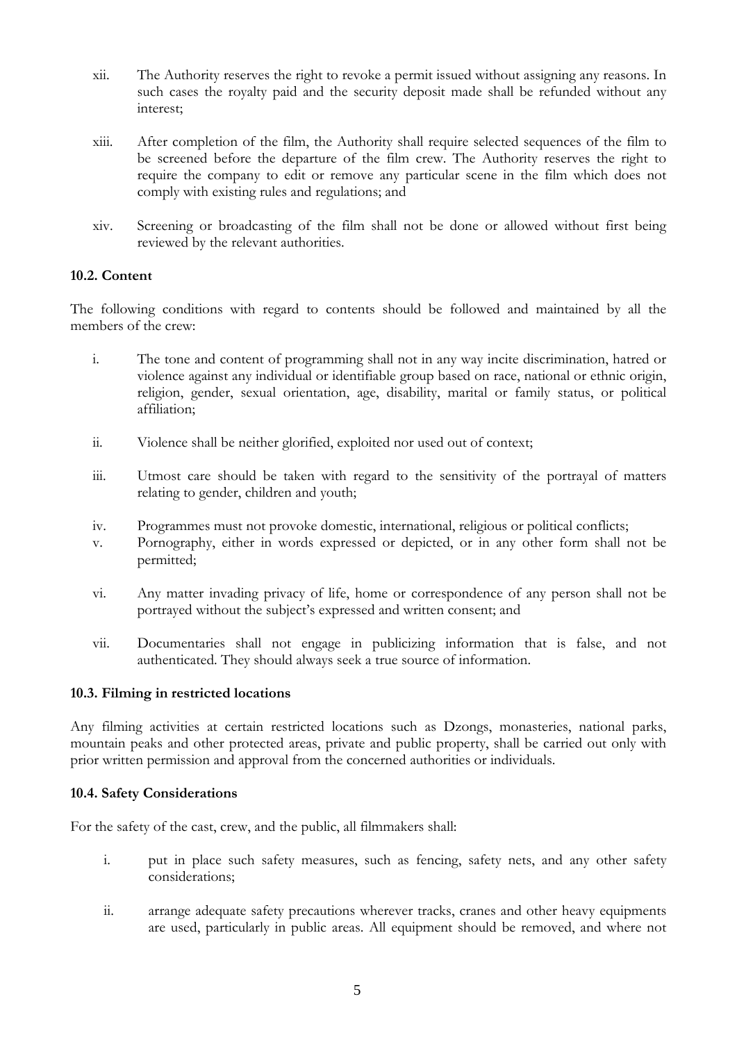xii. The Authority reserves the right to revoke a permit issued without assigning any reasons. In such cases the royalty paid and the security deposit made shall be refunded without any interest;

xiii. After completion of the film, the Authority shall require selected sequences of the film to be screened before the departure of the film crew. The Authority reserves the right to require the company to edit or remove any particular scene in the film which does not comply with existing rules and regulations; and

xiv. Screening or broadcasting of the film shall not be done or allowed without first being reviewed by the relevant authorities.

### 10.2. Content

The following conditions with regard to contents should be followed and maintained by all the members of the crew:

i. The tone and content of programming shall not in any way incite discrimination, hatred or violence against any individual or identifiable group based on race, national or ethnic origin, religion, gender, sexual orientation, age, disability, marital or family status, or political affiliation;

ii. Violence shall be neither glorified, exploited nor used out of context;

iii. Utmost care should be taken with regard to the sensitivity of the portrayal of matters relating to gender, children and youth;

iv. Programmes must not provoke domestic, international, religious or political conflicts;

v. Pornography, either in words expressed or depicted, or in any other form shall not be permitted;

vi. Any matter invading privacy of life, home or correspondence of any person shall not be portrayed without the subject's expressed and written consent; and

vii. Documentaries shall not engage in publicizing information that is false, and not authenticated. They should always seek a true source of information.

### 10.3. Filming in restricted locations

Any filming activities at certain restricted locations such as Dzongs, monasteries, national parks, mountain peaks and other protected areas, private and public property, shall be carried out only with prior written permission and approval from the concerned authorities or individuals.

### 10.4. Safety Considerations

For the safety of the cast, crew, and the public, all filmmakers shall:

i. put in place such safety measures, such as fencing, safety nets, and any other safety considerations;

ii. arrange adequate safety precautions wherever tracks, cranes and other heavy equipments are used, particularly in public areas. All equipment should be removed, and where not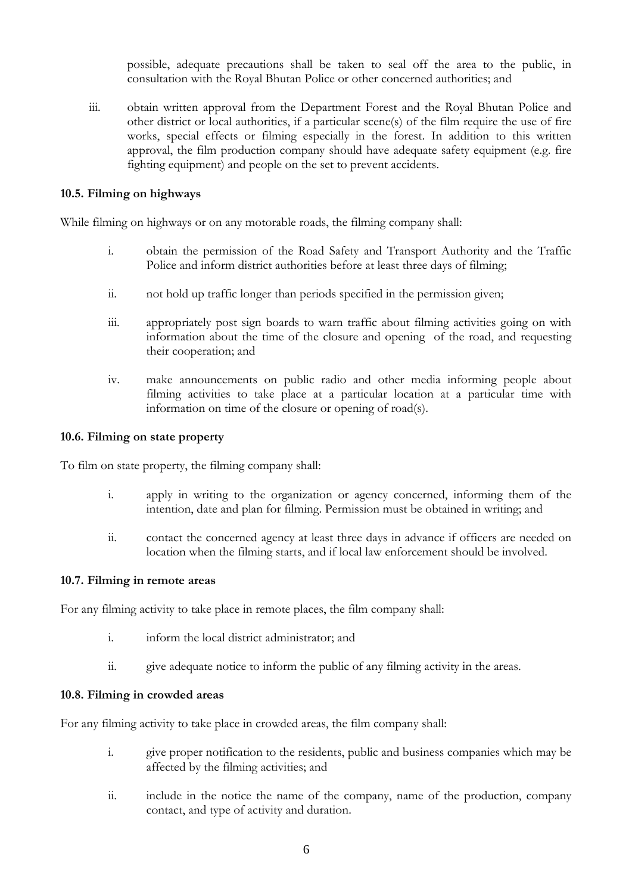possible, adequate precautions shall be taken to seal off the area to the public, in consultation with the Royal Bhutan Police or other concerned authorities; and

iii. obtain written approval from the Department Forest and the Royal Bhutan Police and other district or local authorities, if a particular scene(s) of the film require the use of fire works, special effects or filming especially in the forest. In addition to this written approval, the film production company should have adequate safety equipment (e.g. fire fighting equipment) and people on the set to prevent accidents.

**10.5. Filming on highways**

While filming on highways or on any motorable roads, the filming company shall:

i. obtain the permission of the Road Safety and Transport Authority and the Traffic Police and inform district authorities before at least three days of filming;

ii. not hold up traffic longer than periods specified in the permission given;

iii. appropriately post sign boards to warn traffic about filming activities going on with information about the time of the closure and opening of the road, and requesting their cooperation; and

iv. make announcements on public radio and other media informing people about filming activities to take place at a particular location at a particular time with information on time of the closure or opening of road(s).

**10.6. Filming on state property**

To film on state property, the filming company shall:

i. apply in writing to the organization or agency concerned, informing them of the intention, date and plan for filming. Permission must be obtained in writing; and

ii. contact the concerned agency at least three days in advance if officers are needed on location when the filming starts, and if local law enforcement should be involved.

**10.7. Filming in remote areas**

For any filming activity to take place in remote places, the film company shall:

i. inform the local district administrator; and

ii. give adequate notice to inform the public of any filming activity in the areas.

**10.8. Filming in crowded areas**

For any filming activity to take place in crowded areas, the film company shall:

i. give proper notification to the residents, public and business companies which may be affected by the filming activities; and

ii. include in the notice the name of the company, name of the production, company contact, and type of activity and duration.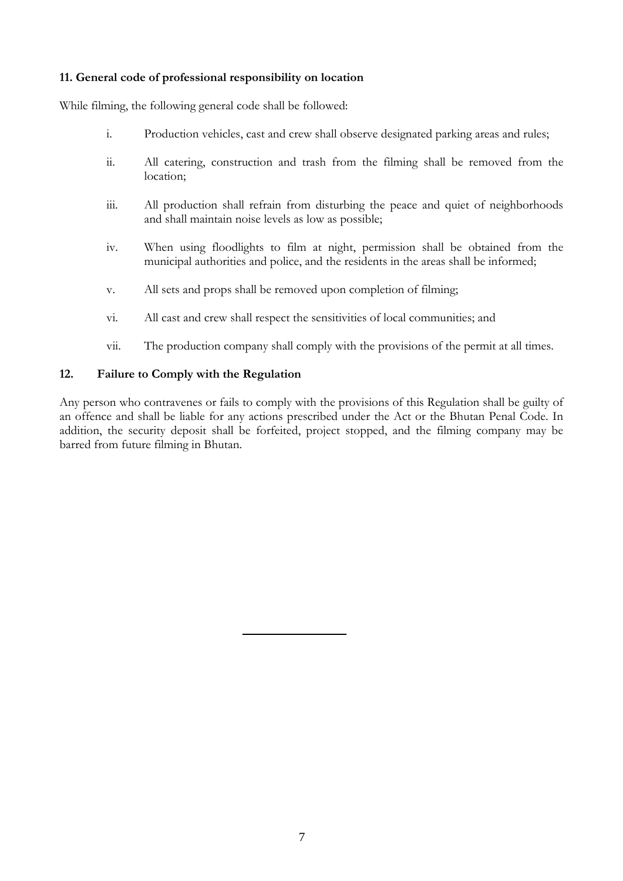### 11. General code of professional responsibility on location

While filming, the following general code shall be followed:

i. Production vehicles, cast and crew shall observe designated parking areas and rules;

ii. All catering, construction and trash from the filming shall be removed from the location;

iii. All production shall refrain from disturbing the peace and quiet of neighborhoods and shall maintain noise levels as low as possible;

iv. When using floodlights to film at night, permission shall be obtained from the municipal authorities and police, and the residents in the areas shall be informed;

v. All sets and props shall be removed upon completion of filming;

vi. All cast and crew shall respect the sensitivities of local communities; and

vii. The production company shall comply with the provisions of the permit at all times.

### 12. Failure to Comply with the Regulation

Any person who contravenes or fails to comply with the provisions of this Regulation shall be guilty of an offence and shall be liable for any actions prescribed under the Act or the Bhutan Penal Code. In addition, the security deposit shall be forfeited, project stopped, and the filming company may be barred from future filming in Bhutan.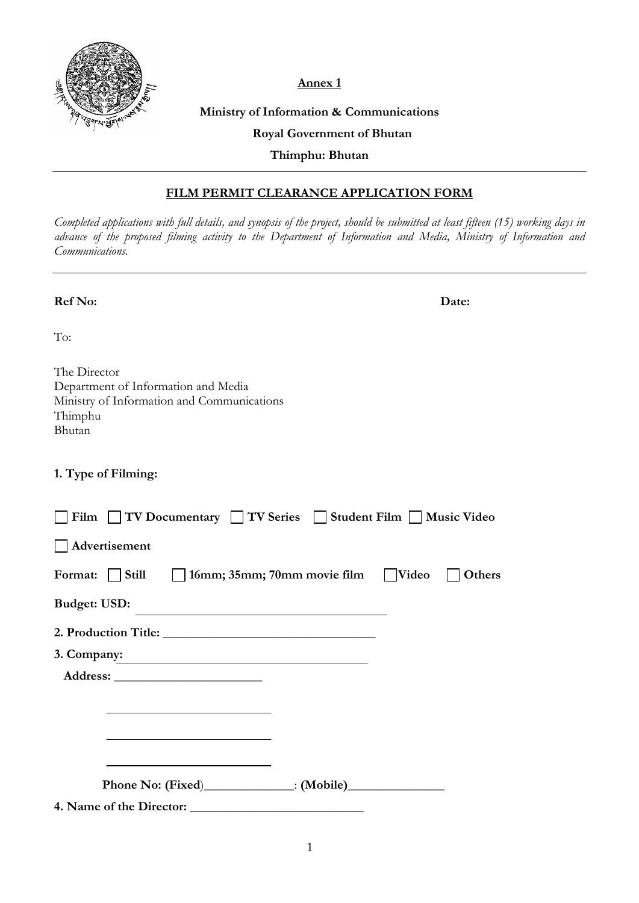**Annex 1**

**Ministry of Information & Communications**

**Royal Government of Bhutan**

**Thimphu: Bhutan**

---

## FILM PERMIT CLEARANCE APPLICATION FORM

*Completed applications with full details, and synopsis of the project, should be submitted at least fifteen (15) working days in advance of the proposed filming activity to the Department of Information and Media, Ministry of Information and Communications.*

---

**Ref No:** **Date:**

To:

The Director
Department of Information and Media
Ministry of Information and Communications
Thimphu
Bhutan

**1. Type of Filming:**

☐ **Film** ☐ **TV Documentary** ☐ **TV Series** ☐ **Student Film** ☐ **Music Video**

☐ **Advertisement**

**Format:** ☐ **Still** ☐ **16mm; 35mm; 70mm movie film** ☐ **Video** ☐ **Others**

**Budget: USD:** ________________________________________

**2. Production Title:** ________________________________

**3. Company:** ________________________________________

**Address:** ________________________

________________________

________________________

________________________

**Phone No: (Fixed)**______________: **(Mobile)**_______________

**4. Name of the Director:** ___________________________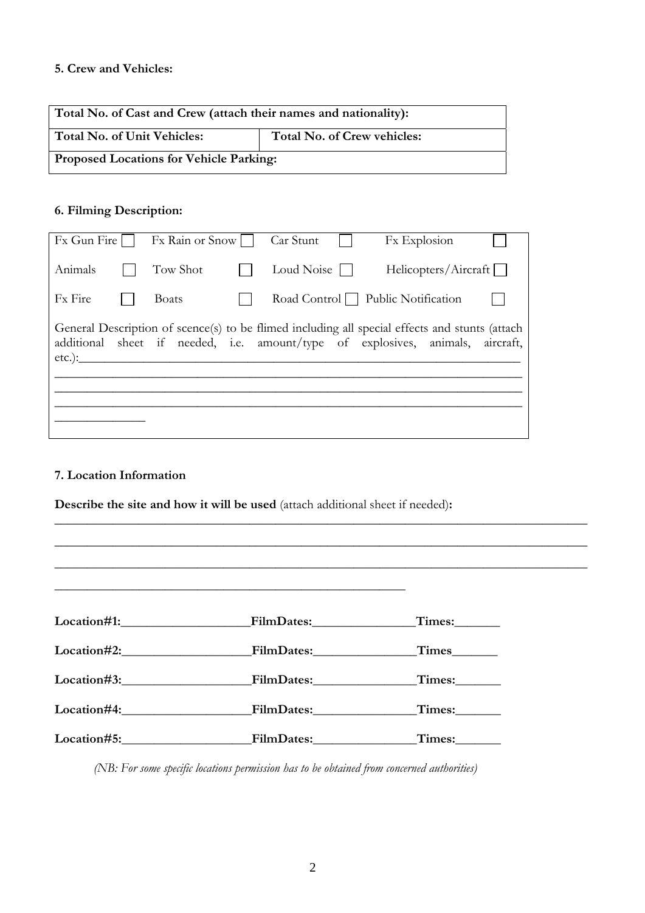### 5. Crew and Vehicles:

| **Total No. of Cast and Crew (attach their names and nationality):** | |
|---|---|
| **Total No. of Unit Vehicles:** | **Total No. of Crew vehicles:** |
| **Proposed Locations for Vehicle Parking:** | |

### 6. Filming Description:

| | | | |
|---|---|---|---|
| Fx Gun Fire ☐ | Fx Rain or Snow ☐ | Car Stunt ☐ | Fx Explosion ☐ |
| Animals ☐ | Tow Shot ☐ | Loud Noise ☐ | Helicopters/Aircraft ☐ |
| Fx Fire ☐ | Boats ☐ | Road Control ☐ | Public Notification ☐ |

General Description of scence(s) to be flimed including all special effects and stunts (attach additional sheet if needed, i.e. amount/type of explosives, animals, aircraft, etc.):______________________________________________________________________
______________________________________________________________________
______________________________________________________________________
______________________________________________________________________
______________

### 7. Location Information

**Describe the site and how it will be used** (attach additional sheet if needed)**:**
________________________________________________________________________________
________________________________________________________________________________
________________________________________________________________________________
______________________________________________________

**Location#1:**____________________**FilmDates:**________________**Times:**_______

**Location#2:**____________________**FilmDates:**________________**Times**_______

**Location#3:**____________________**FilmDates:**________________**Times:**_______

**Location#4:**____________________**FilmDates:**________________**Times:**_______

**Location#5:**____________________**FilmDates:**________________**Times:**_______

*(NB: For some specific locations permission has to be obtained from concerned authorities)*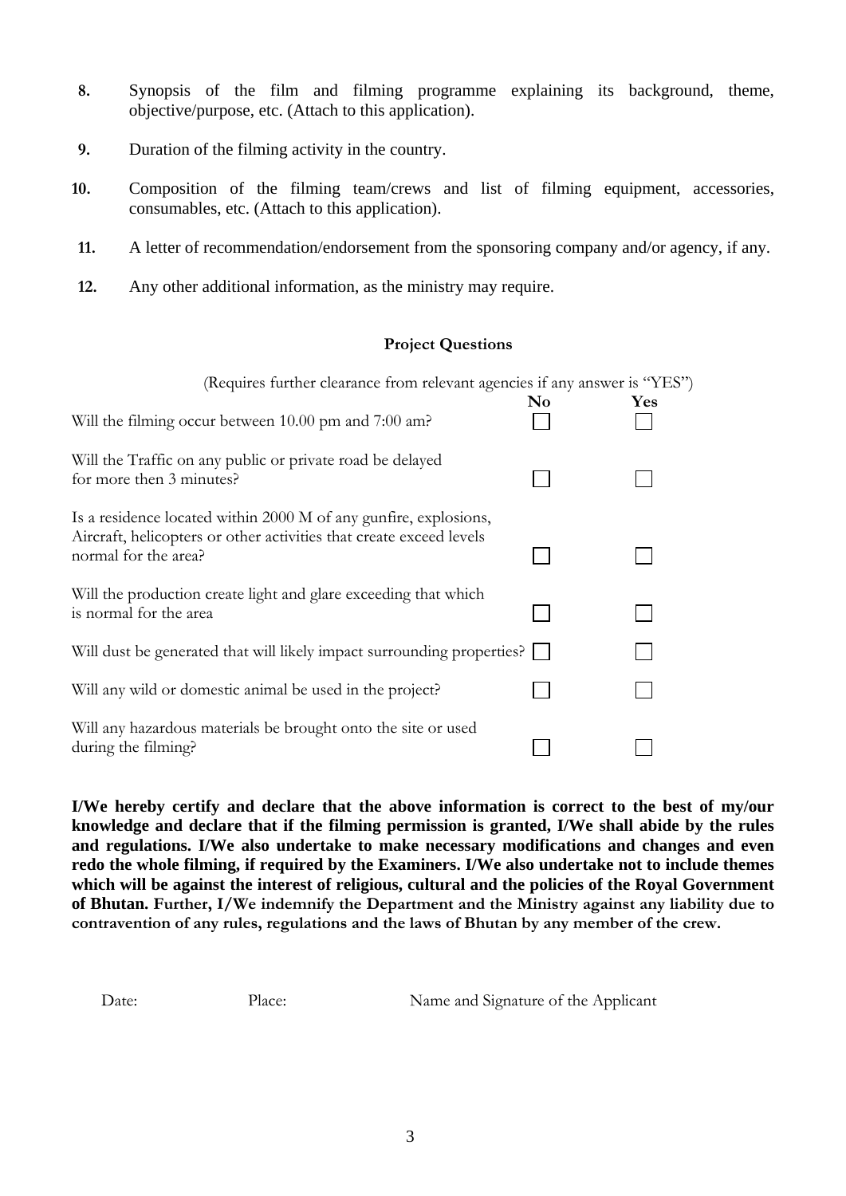8. Synopsis of the film and filming programme explaining its background, theme, objective/purpose, etc. (Attach to this application).

9. Duration of the filming activity in the country.

10. Composition of the filming team/crews and list of filming equipment, accessories, consumables, etc. (Attach to this application).

11. A letter of recommendation/endorsement from the sponsoring company and/or agency, if any.

12. Any other additional information, as the ministry may require.

**Project Questions**

(Requires further clearance from relevant agencies if any answer is "YES")

| | No | Yes |
|---|---|---|
| Will the filming occur between 10.00 pm and 7:00 am? | ☐ | ☐ |
| Will the Traffic on any public or private road be delayed for more then 3 minutes? | ☐ | ☐ |
| Is a residence located within 2000 M of any gunfire, explosions, Aircraft, helicopters or other activities that create exceed levels normal for the area? | ☐ | ☐ |
| Will the production create light and glare exceeding that which is normal for the area | ☐ | ☐ |
| Will dust be generated that will likely impact surrounding properties? | ☐ | ☐ |
| Will any wild or domestic animal be used in the project? | ☐ | ☐ |
| Will any hazardous materials be brought onto the site or used during the filming? | ☐ | ☐ |

**I/We hereby certify and declare that the above information is correct to the best of my/our knowledge and declare that if the filming permission is granted, I/We shall abide by the rules and regulations. I/We also undertake to make necessary modifications and changes and even redo the whole filming, if required by the Examiners. I/We also undertake not to include themes which will be against the interest of religious, cultural and the policies of the Royal Government of Bhutan. Further, I/We indemnify the Department and the Ministry against any liability due to contravention of any rules, regulations and the laws of Bhutan by any member of the crew.**

Date: Place: Name and Signature of the Applicant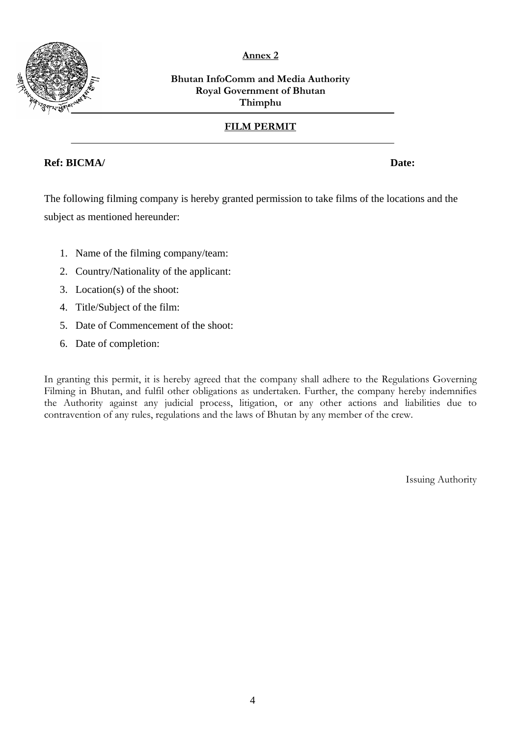**Annex 2**

**Bhutan InfoComm and Media Authority**
**Royal Government of Bhutan**
**Thimphu**

## FILM PERMIT

**Ref: BICMA/** **Date:**

The following filming company is hereby granted permission to take films of the locations and the subject as mentioned hereunder:

1. Name of the filming company/team:
2. Country/Nationality of the applicant:
3. Location(s) of the shoot:
4. Title/Subject of the film:
5. Date of Commencement of the shoot:
6. Date of completion:

In granting this permit, it is hereby agreed that the company shall adhere to the Regulations Governing Filming in Bhutan, and fulfil other obligations as undertaken. Further, the company hereby indemnifies the Authority against any judicial process, litigation, or any other actions and liabilities due to contravention of any rules, regulations and the laws of Bhutan by any member of the crew.

Issuing Authority